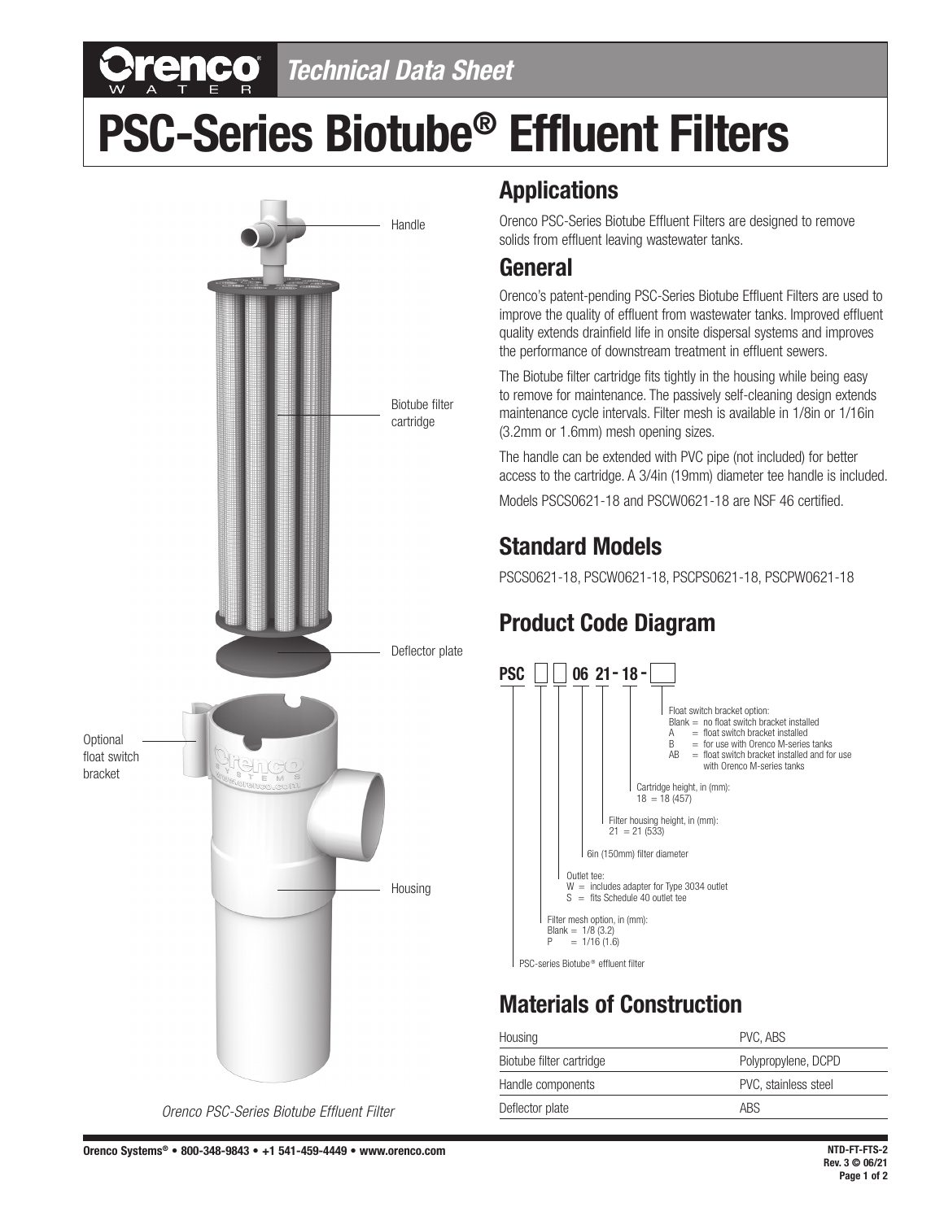# PSC-Series Biotube® Effluent Filters

*Technical Data Sheet*

Handle

Biotube filter cartridge

Deflector plate

Optional float switch bracket

Housing

*Orenco PSC-Series Biotube Effluent Filter*

## Applications

Orenco PSC-Series Biotube Effluent Filters are designed to remove solids from effluent leaving wastewater tanks.

## General

Orenco's patent-pending PSC-Series Biotube Effluent Filters are used to improve the quality of effluent from wastewater tanks. Improved effluent quality extends drainfield life in onsite dispersal systems and improves the performance of downstream treatment in effluent sewers.

The Biotube filter cartridge fits tightly in the housing while being easy to remove for maintenance. The passively self-cleaning design extends maintenance cycle intervals. Filter mesh is available in 1/8in or 1/16in (3.2mm or 1.6mm) mesh opening sizes.

The handle can be extended with PVC pipe (not included) for better access to the cartridge. A 3/4in (19mm) diameter tee handle is included.

Models PSCS0621-18 and PSCW0621-18 are NSF 46 certified.

## Standard Models

PSCS0621-18, PSCW0621-18, PSCPS0621-18, PSCPW0621-18

## Product Code Diagram

PSC ☐ ☐ 06 21 - 18 - ☐

- Float switch bracket option:
  - Blank = no float switch bracket installed
  - A = float switch bracket installed
  - B = for use with Orenco M-series tanks
  - AB = float switch bracket installed and for use with Orenco M-series tanks
- Cartridge height, in (mm):
  - 18 = 18 (457)
- Filter housing height, in (mm):
  - 21 = 21 (533)
- 6in (150mm) filter diameter
- Outlet tee:
  - W = includes adapter for Type 3034 outlet
  - S = fits Schedule 40 outlet tee
- Filter mesh option, in (mm):
  - Blank = 1/8 (3.2)
  - P = 1/16 (1.6)
- PSC-series Biotube® effluent filter

## Materials of Construction

| | |
|---|---|
| Housing | PVC, ABS |
| Biotube filter cartridge | Polypropylene, DCPD |
| Handle components | PVC, stainless steel |
| Deflector plate | ABS |

Orenco Systems® • 800-348-9843 • +1 541-459-4449 • www.orenco.com

NTD-FT-FTS-2
Rev. 3 © 06/21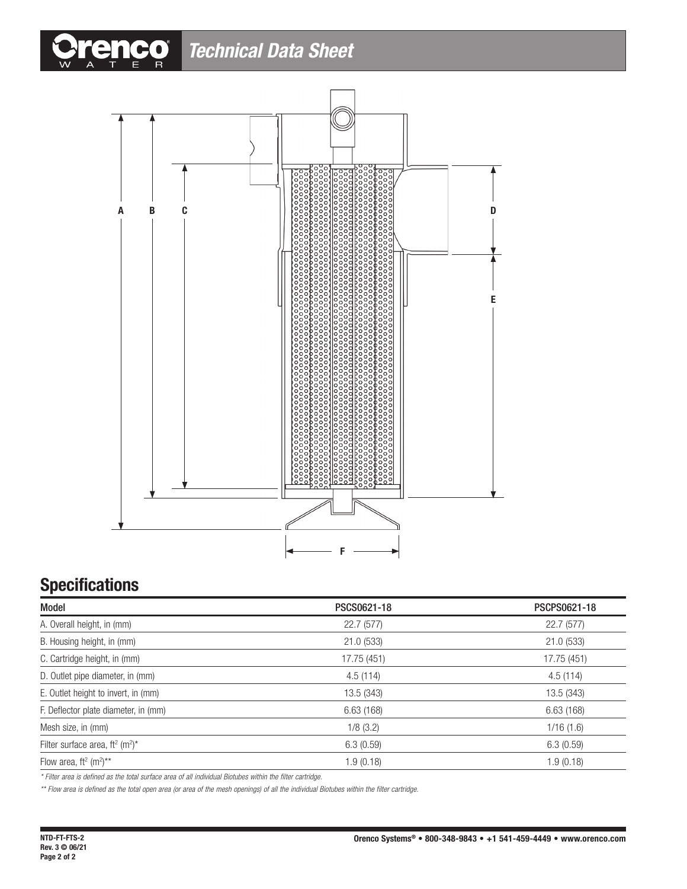Technical Data Sheet

A
B
C
D
E
F

## Specifications

| Model | PSCS0621-18 | PSCPS0621-18 |
|---|---|---|
| A. Overall height, in (mm) | 22.7 (577) | 22.7 (577) |
| B. Housing height, in (mm) | 21.0 (533) | 21.0 (533) |
| C. Cartridge height, in (mm) | 17.75 (451) | 17.75 (451) |
| D. Outlet pipe diameter, in (mm) | 4.5 (114) | 4.5 (114) |
| E. Outlet height to invert, in (mm) | 13.5 (343) | 13.5 (343) |
| F. Deflector plate diameter, in (mm) | 6.63 (168) | 6.63 (168) |
| Mesh size, in (mm) | 1/8 (3.2) | 1/16 (1.6) |
| Filter surface area, $ft^2$ ($m^2$)* | 6.3 (0.59) | 6.3 (0.59) |
| Flow area, $ft^2$ ($m^2$)** | 1.9 (0.18) | 1.9 (0.18) |

*\* Filter area is defined as the total surface area of all individual Biotubes within the filter cartridge.*

*\*\* Flow area is defined as the total open area (or area of the mesh openings) of all the individual Biotubes within the filter cartridge.*

NTD-FT-FTS-2
Rev. 3 © 06/21

Orenco Systems® • 800-348-9843 • +1 541-459-4449 • www.orenco.com